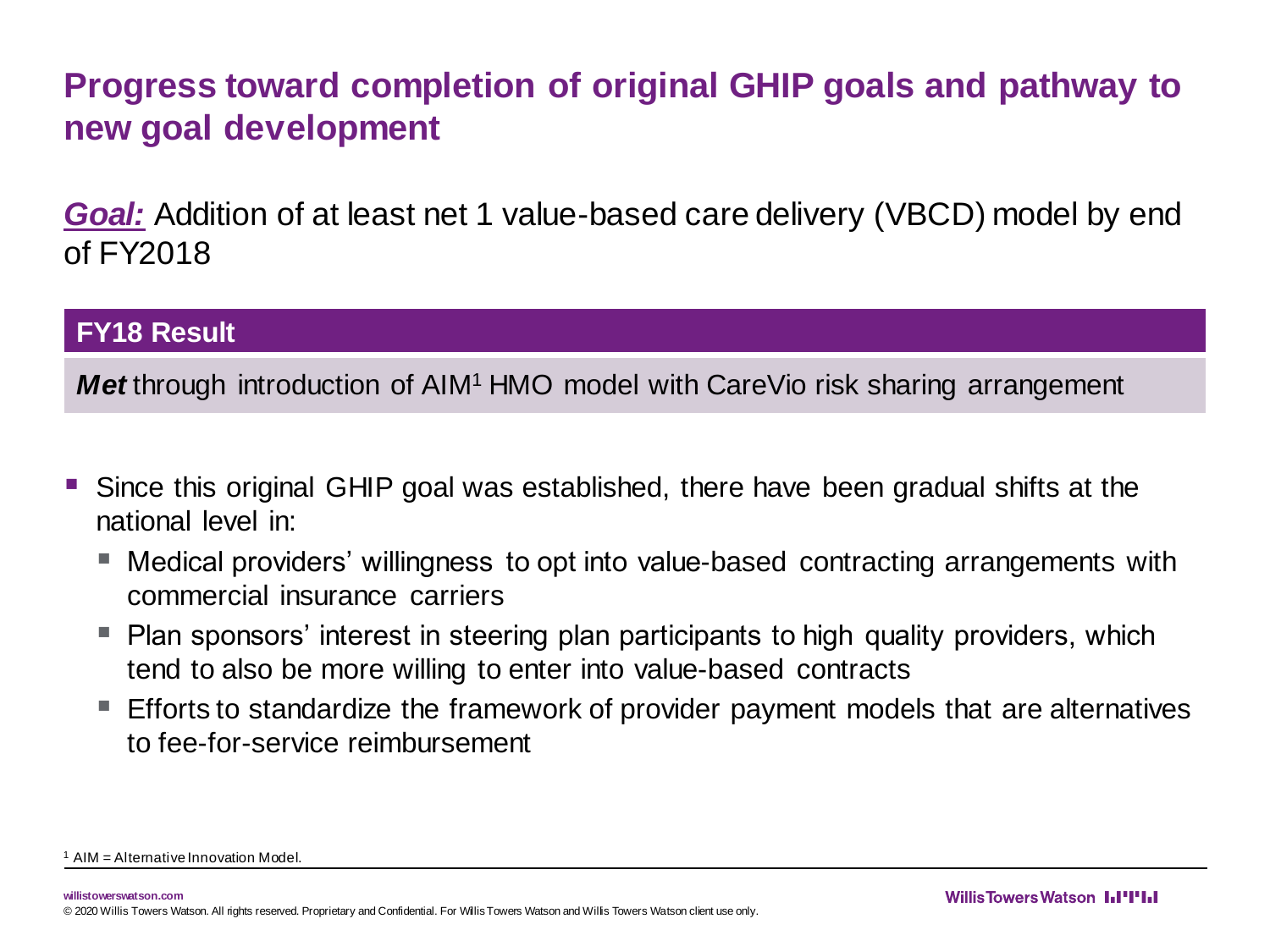# Progress toward completion of original GHIP goals and pathway to new goal development

***Goal:*** Addition of at least net 1 value-based care delivery (VBCD) model by end of FY2018

| FY18 Result |
| --- |
| ***Met*** through introduction of AIM[1] HMO model with CareVio risk sharing arrangement |

- Since this original GHIP goal was established, there have been gradual shifts at the national level in:
  - Medical providers' willingness to opt into value-based contracting arrangements with commercial insurance carriers
  - Plan sponsors' interest in steering plan participants to high quality providers, which tend to also be more willing to enter into value-based contracts
  - Efforts to standardize the framework of provider payment models that are alternatives to fee-for-service reimbursement

[1] AIM = Alternative Innovation Model.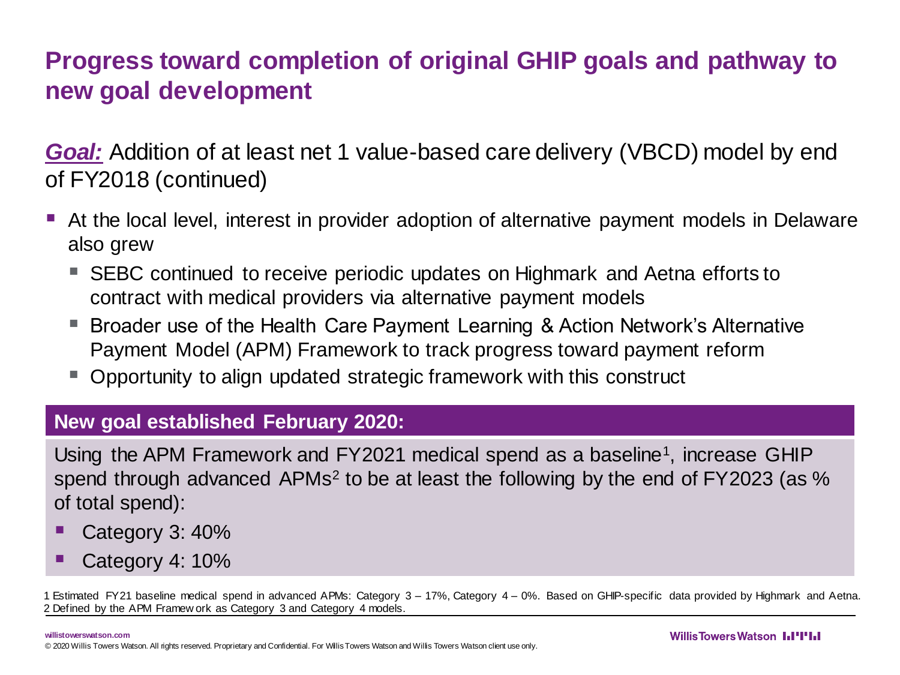## Progress toward completion of original GHIP goals and pathway to new goal development

***Goal:*** Addition of at least net 1 value-based care delivery (VBCD) model by end of FY2018 (continued)

- At the local level, interest in provider adoption of alternative payment models in Delaware also grew
  - SEBC continued to receive periodic updates on Highmark and Aetna efforts to contract with medical providers via alternative payment models
  - Broader use of the Health Care Payment Learning & Action Network's Alternative Payment Model (APM) Framework to track progress toward payment reform
  - Opportunity to align updated strategic framework with this construct

**New goal established February 2020:**

Using the APM Framework and FY2021 medical spend as a baseline[1], increase GHIP spend through advanced APMs[2] to be at least the following by the end of FY2023 (as % of total spend):

- Category 3: 40%
- Category 4: 10%

1 Estimated FY21 baseline medical spend in advanced APMs: Category 3 – 17%, Category 4 – 0%. Based on GHIP-specific data provided by Highmark and Aetna.
2 Defined by the APM Framework as Category 3 and Category 4 models.